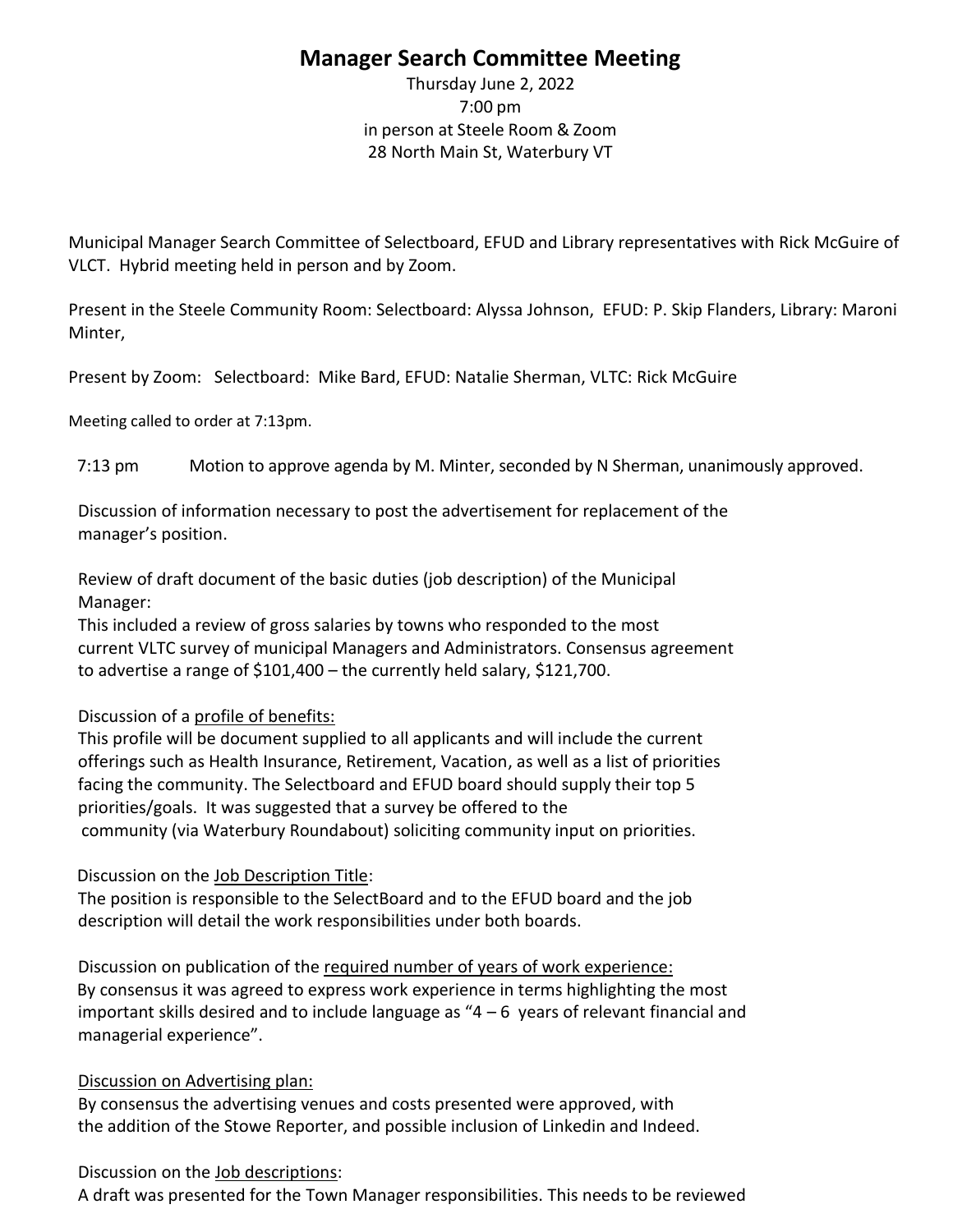# Manager Search Committee Meeting

Thursday June 2, 2022
7:00 pm
in person at Steele Room & Zoom
28 North Main St, Waterbury VT

Municipal Manager Search Committee of Selectboard, EFUD and Library representatives with Rick McGuire of VLCT. Hybrid meeting held in person and by Zoom.

Present in the Steele Community Room: Selectboard: Alyssa Johnson, EFUD: P. Skip Flanders, Library: Maroni Minter,

Present by Zoom: Selectboard: Mike Bard, EFUD: Natalie Sherman, VLTC: Rick McGuire

Meeting called to order at 7:13pm.

7:13 pm Motion to approve agenda by M. Minter, seconded by N Sherman, unanimously approved.

Discussion of information necessary to post the advertisement for replacement of the manager's position.

Review of draft document of the basic duties (job description) of the Municipal Manager:
This included a review of gross salaries by towns who responded to the most current VLTC survey of municipal Managers and Administrators. Consensus agreement to advertise a range of $101,400 – the currently held salary, $121,700.

Discussion of a <u>profile of benefits:</u>
This profile will be document supplied to all applicants and will include the current offerings such as Health Insurance, Retirement, Vacation, as well as a list of priorities facing the community. The Selectboard and EFUD board should supply their top 5 priorities/goals. It was suggested that a survey be offered to the community (via Waterbury Roundabout) soliciting community input on priorities.

Discussion on the <u>Job Description Title</u>:
The position is responsible to the SelectBoard and to the EFUD board and the job description will detail the work responsibilities under both boards.

Discussion on publication of the <u>required number of years of work experience:</u>
By consensus it was agreed to express work experience in terms highlighting the most important skills desired and to include language as "4 – 6 years of relevant financial and managerial experience".

<u>Discussion on Advertising plan:</u>
By consensus the advertising venues and costs presented were approved, with the addition of the Stowe Reporter, and possible inclusion of Linkedin and Indeed.

Discussion on the <u>Job descriptions</u>:
A draft was presented for the Town Manager responsibilities. This needs to be reviewed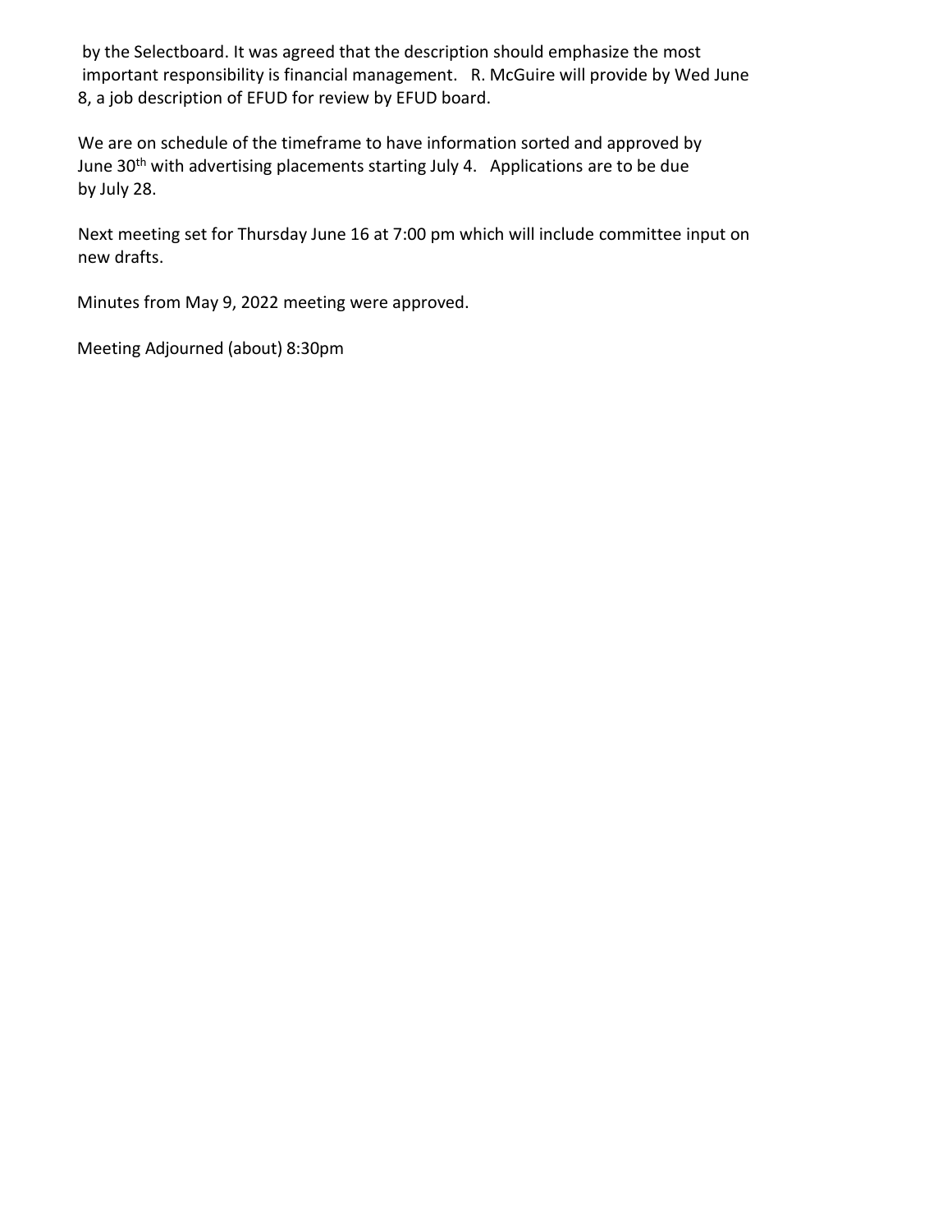by the Selectboard. It was agreed that the description should emphasize the most important responsibility is financial management. R. McGuire will provide by Wed June 8, a job description of EFUD for review by EFUD board.

We are on schedule of the timeframe to have information sorted and approved by June 30th with advertising placements starting July 4. Applications are to be due by July 28.

Next meeting set for Thursday June 16 at 7:00 pm which will include committee input on new drafts.

Minutes from May 9, 2022 meeting were approved.

Meeting Adjourned (about) 8:30pm